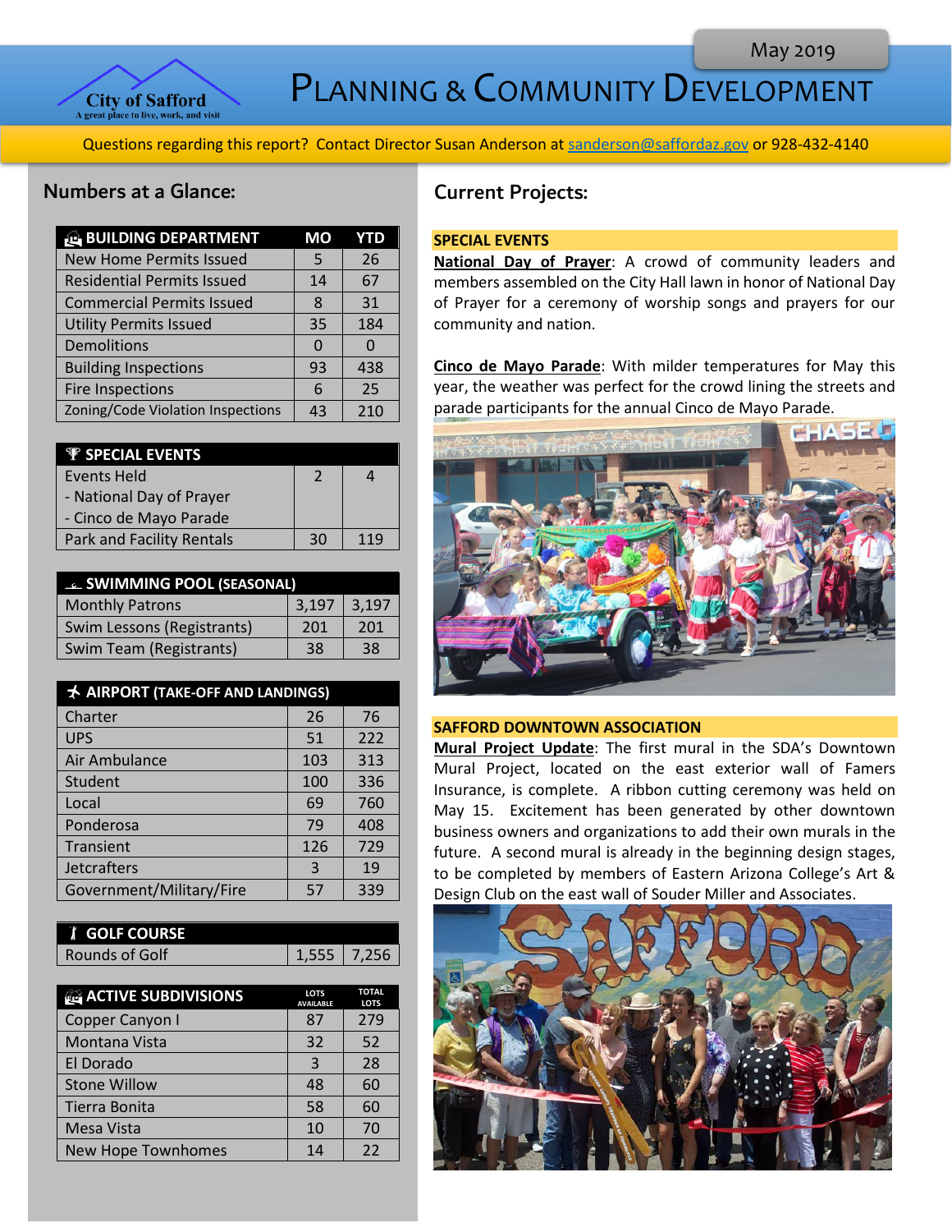May 2019

# Planning & Community Development

City of Safford — A great place to live, work, and visit

Questions regarding this report? Contact Director Susan Anderson at sanderson@saffordaz.gov or 928-432-4140

## Numbers at a Glance:

| BUILDING DEPARTMENT | MO | YTD |
|---|---|---|
| New Home Permits Issued | 5 | 26 |
| Residential Permits Issued | 14 | 67 |
| Commercial Permits Issued | 8 | 31 |
| Utility Permits Issued | 35 | 184 |
| Demolitions | 0 | 0 |
| Building Inspections | 93 | 438 |
| Fire Inspections | 6 | 25 |
| Zoning/Code Violation Inspections | 43 | 210 |

| SPECIAL EVENTS | | |
|---|---|---|
| Events Held<br>- National Day of Prayer<br>- Cinco de Mayo Parade | 2 | 4 |
| Park and Facility Rentals | 30 | 119 |

| SWIMMING POOL (SEASONAL) | | |
|---|---|---|
| Monthly Patrons | 3,197 | 3,197 |
| Swim Lessons (Registrants) | 201 | 201 |
| Swim Team (Registrants) | 38 | 38 |

| AIRPORT (TAKE-OFF AND LANDINGS) | | |
|---|---|---|
| Charter | 26 | 76 |
| UPS | 51 | 222 |
| Air Ambulance | 103 | 313 |
| Student | 100 | 336 |
| Local | 69 | 760 |
| Ponderosa | 79 | 408 |
| Transient | 126 | 729 |
| Jetcrafters | 3 | 19 |
| Government/Military/Fire | 57 | 339 |

| GOLF COURSE | | |
|---|---|---|
| Rounds of Golf | 1,555 | 7,256 |

| ACTIVE SUBDIVISIONS | LOTS AVAILABLE | TOTAL LOTS |
|---|---|---|
| Copper Canyon I | 87 | 279 |
| Montana Vista | 32 | 52 |
| El Dorado | 3 | 28 |
| Stone Willow | 48 | 60 |
| Tierra Bonita | 58 | 60 |
| Mesa Vista | 10 | 70 |
| New Hope Townhomes | 14 | 22 |

## Current Projects:

### SPECIAL EVENTS

**National Day of Prayer**: A crowd of community leaders and members assembled on the City Hall lawn in honor of National Day of Prayer for a ceremony of worship songs and prayers for our community and nation.

**Cinco de Mayo Parade**: With milder temperatures for May this year, the weather was perfect for the crowd lining the streets and parade participants for the annual Cinco de Mayo Parade.

### SAFFORD DOWNTOWN ASSOCIATION

**Mural Project Update**: The first mural in the SDA's Downtown Mural Project, located on the east exterior wall of Famers Insurance, is complete. A ribbon cutting ceremony was held on May 15. Excitement has been generated by other downtown business owners and organizations to add their own murals in the future. A second mural is already in the beginning design stages, to be completed by members of Eastern Arizona College's Art & Design Club on the east wall of Souder Miller and Associates.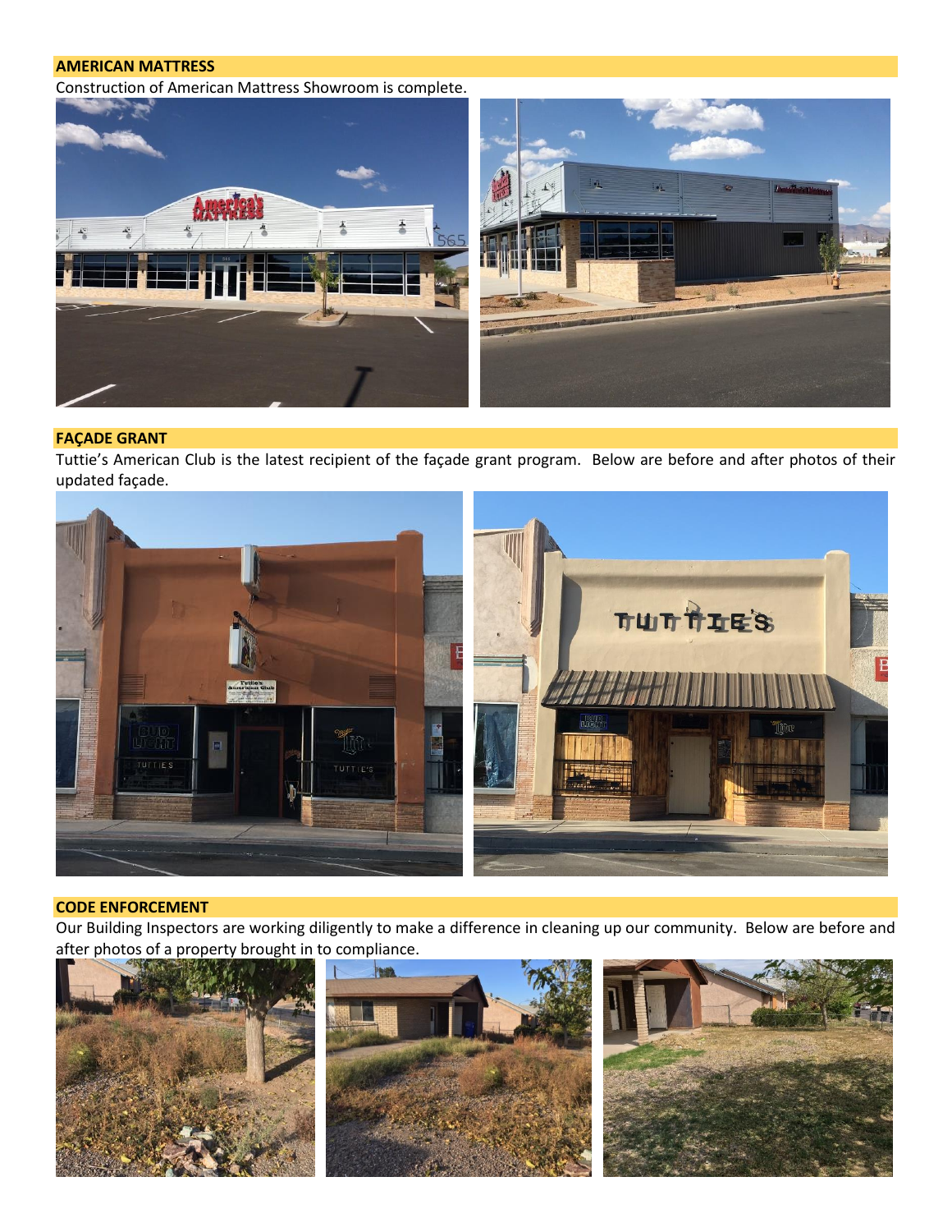## AMERICAN MATTRESS

Construction of American Mattress Showroom is complete.

## FAÇADE GRANT

Tuttie's American Club is the latest recipient of the façade grant program. Below are before and after photos of their updated façade.

## CODE ENFORCEMENT

Our Building Inspectors are working diligently to make a difference in cleaning up our community. Below are before and after photos of a property brought in to compliance.